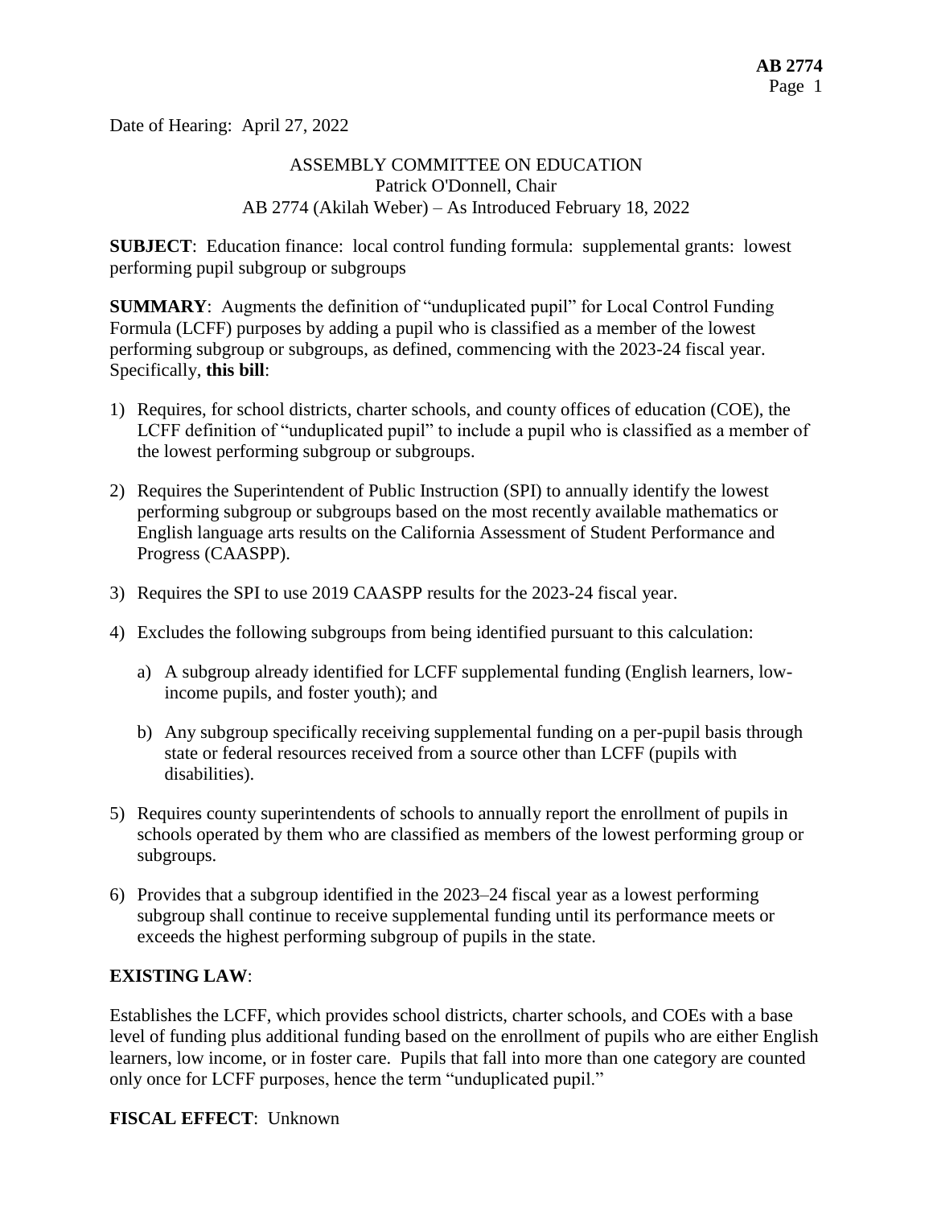Date of Hearing: April 27, 2022

ASSEMBLY COMMITTEE ON EDUCATION
Patrick O'Donnell, Chair
AB 2774 (Akilah Weber) – As Introduced February 18, 2022

**SUBJECT**: Education finance: local control funding formula: supplemental grants: lowest performing pupil subgroup or subgroups

**SUMMARY**: Augments the definition of "unduplicated pupil" for Local Control Funding Formula (LCFF) purposes by adding a pupil who is classified as a member of the lowest performing subgroup or subgroups, as defined, commencing with the 2023-24 fiscal year. Specifically, **this bill**:

1) Requires, for school districts, charter schools, and county offices of education (COE), the LCFF definition of "unduplicated pupil" to include a pupil who is classified as a member of the lowest performing subgroup or subgroups.

2) Requires the Superintendent of Public Instruction (SPI) to annually identify the lowest performing subgroup or subgroups based on the most recently available mathematics or English language arts results on the California Assessment of Student Performance and Progress (CAASPP).

3) Requires the SPI to use 2019 CAASPP results for the 2023-24 fiscal year.

4) Excludes the following subgroups from being identified pursuant to this calculation:

   a) A subgroup already identified for LCFF supplemental funding (English learners, low-income pupils, and foster youth); and

   b) Any subgroup specifically receiving supplemental funding on a per-pupil basis through state or federal resources received from a source other than LCFF (pupils with disabilities).

5) Requires county superintendents of schools to annually report the enrollment of pupils in schools operated by them who are classified as members of the lowest performing group or subgroups.

6) Provides that a subgroup identified in the 2023–24 fiscal year as a lowest performing subgroup shall continue to receive supplemental funding until its performance meets or exceeds the highest performing subgroup of pupils in the state.

**EXISTING LAW**:

Establishes the LCFF, which provides school districts, charter schools, and COEs with a base level of funding plus additional funding based on the enrollment of pupils who are either English learners, low income, or in foster care. Pupils that fall into more than one category are counted only once for LCFF purposes, hence the term "unduplicated pupil."

**FISCAL EFFECT**: Unknown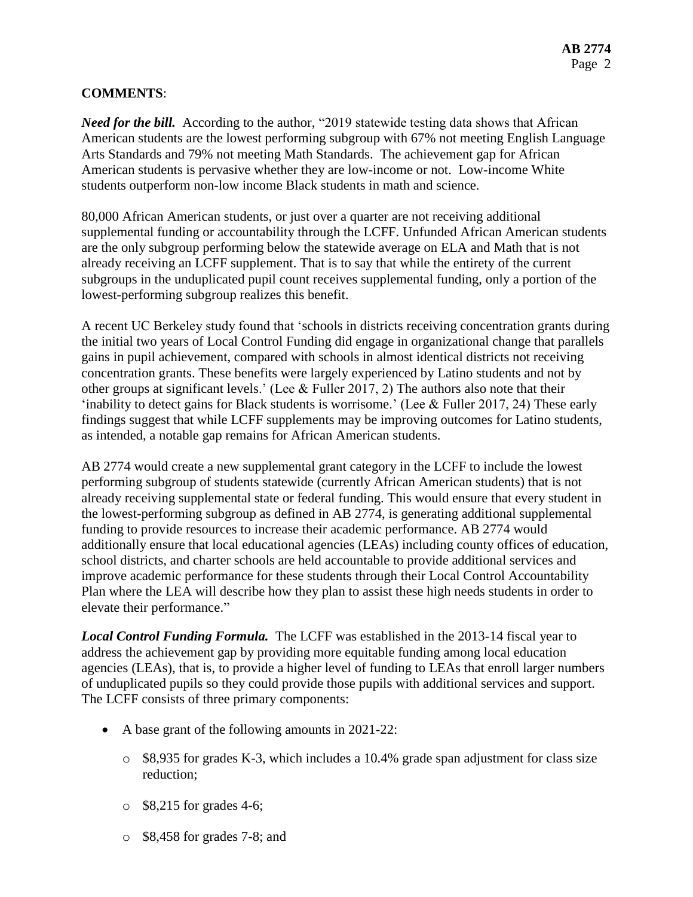**COMMENTS**:

***Need for the bill.*** According to the author, "2019 statewide testing data shows that African American students are the lowest performing subgroup with 67% not meeting English Language Arts Standards and 79% not meeting Math Standards. The achievement gap for African American students is pervasive whether they are low-income or not. Low-income White students outperform non-low income Black students in math and science.

80,000 African American students, or just over a quarter are not receiving additional supplemental funding or accountability through the LCFF. Unfunded African American students are the only subgroup performing below the statewide average on ELA and Math that is not already receiving an LCFF supplement. That is to say that while the entirety of the current subgroups in the unduplicated pupil count receives supplemental funding, only a portion of the lowest-performing subgroup realizes this benefit.

A recent UC Berkeley study found that 'schools in districts receiving concentration grants during the initial two years of Local Control Funding did engage in organizational change that parallels gains in pupil achievement, compared with schools in almost identical districts not receiving concentration grants. These benefits were largely experienced by Latino students and not by other groups at significant levels.' (Lee & Fuller 2017, 2) The authors also note that their 'inability to detect gains for Black students is worrisome.' (Lee & Fuller 2017, 24) These early findings suggest that while LCFF supplements may be improving outcomes for Latino students, as intended, a notable gap remains for African American students.

AB 2774 would create a new supplemental grant category in the LCFF to include the lowest performing subgroup of students statewide (currently African American students) that is not already receiving supplemental state or federal funding. This would ensure that every student in the lowest-performing subgroup as defined in AB 2774, is generating additional supplemental funding to provide resources to increase their academic performance. AB 2774 would additionally ensure that local educational agencies (LEAs) including county offices of education, school districts, and charter schools are held accountable to provide additional services and improve academic performance for these students through their Local Control Accountability Plan where the LEA will describe how they plan to assist these high needs students in order to elevate their performance."

***Local Control Funding Formula.*** The LCFF was established in the 2013-14 fiscal year to address the achievement gap by providing more equitable funding among local education agencies (LEAs), that is, to provide a higher level of funding to LEAs that enroll larger numbers of unduplicated pupils so they could provide those pupils with additional services and support. The LCFF consists of three primary components:

- A base grant of the following amounts in 2021-22:
  - $8,935 for grades K-3, which includes a 10.4% grade span adjustment for class size reduction;
  - $8,215 for grades 4-6;
  - $8,458 for grades 7-8; and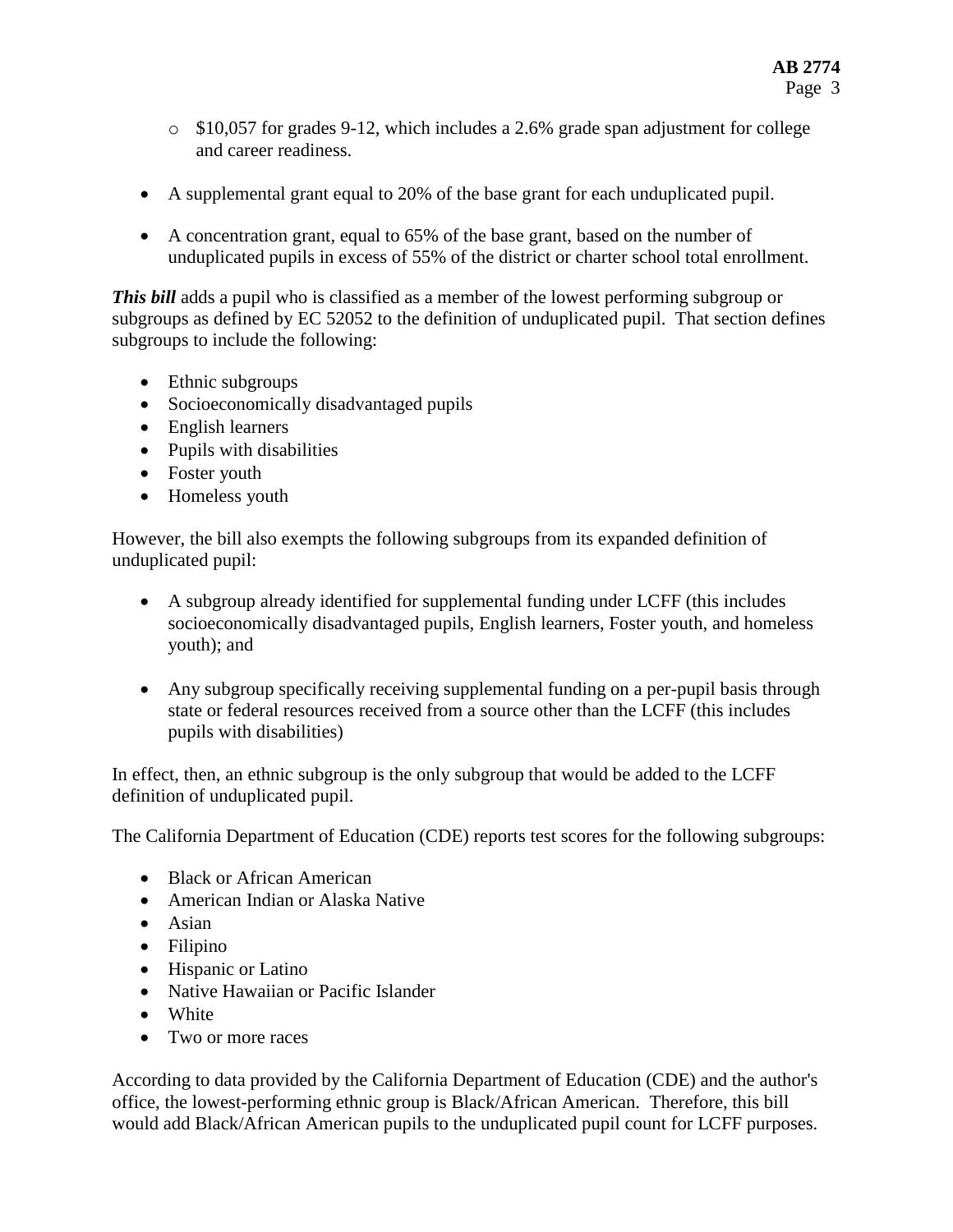- $10,057 for grades 9-12, which includes a 2.6% grade span adjustment for college and career readiness.

- A supplemental grant equal to 20% of the base grant for each unduplicated pupil.

- A concentration grant, equal to 65% of the base grant, based on the number of unduplicated pupils in excess of 55% of the district or charter school total enrollment.

***This bill*** adds a pupil who is classified as a member of the lowest performing subgroup or subgroups as defined by EC 52052 to the definition of unduplicated pupil. That section defines subgroups to include the following:

- Ethnic subgroups
- Socioeconomically disadvantaged pupils
- English learners
- Pupils with disabilities
- Foster youth
- Homeless youth

However, the bill also exempts the following subgroups from its expanded definition of unduplicated pupil:

- A subgroup already identified for supplemental funding under LCFF (this includes socioeconomically disadvantaged pupils, English learners, Foster youth, and homeless youth); and

- Any subgroup specifically receiving supplemental funding on a per-pupil basis through state or federal resources received from a source other than the LCFF (this includes pupils with disabilities)

In effect, then, an ethnic subgroup is the only subgroup that would be added to the LCFF definition of unduplicated pupil.

The California Department of Education (CDE) reports test scores for the following subgroups:

- Black or African American
- American Indian or Alaska Native
- Asian
- Filipino
- Hispanic or Latino
- Native Hawaiian or Pacific Islander
- White
- Two or more races

According to data provided by the California Department of Education (CDE) and the author's office, the lowest-performing ethnic group is Black/African American. Therefore, this bill would add Black/African American pupils to the unduplicated pupil count for LCFF purposes.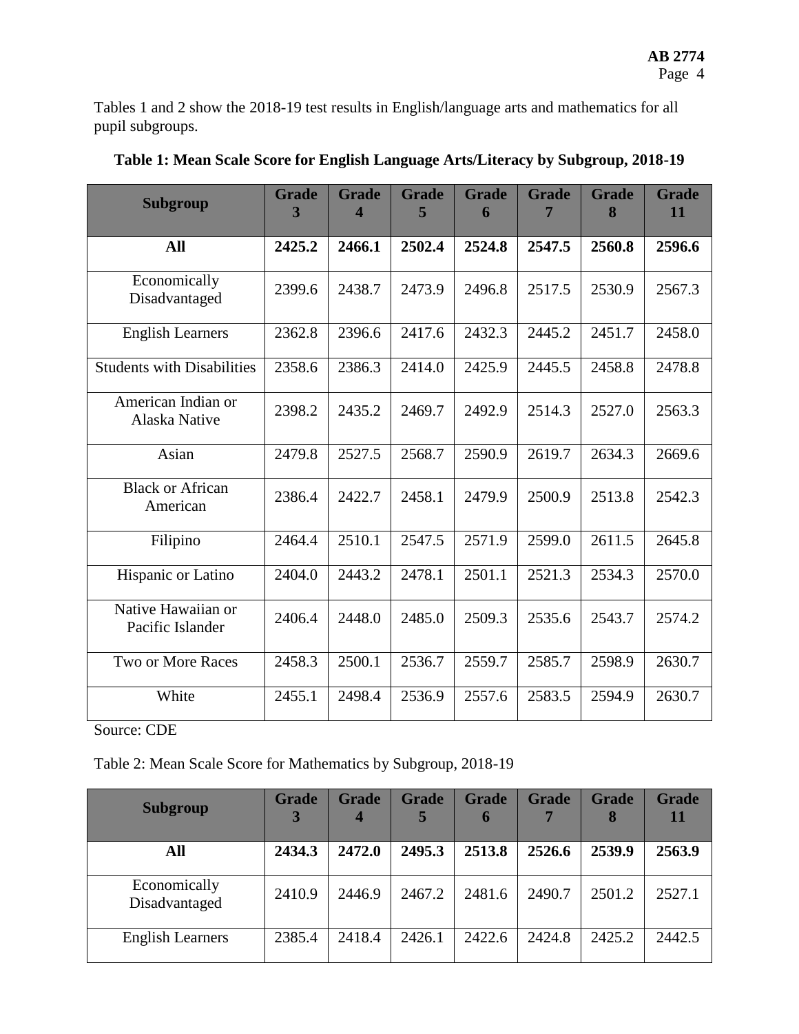Tables 1 and 2 show the 2018-19 test results in English/language arts and mathematics for all pupil subgroups.

**Table 1: Mean Scale Score for English Language Arts/Literacy by Subgroup, 2018-19**

| Subgroup | Grade 3 | Grade 4 | Grade 5 | Grade 6 | Grade 7 | Grade 8 | Grade 11 |
|---|---|---|---|---|---|---|---|
| **All** | **2425.2** | **2466.1** | **2502.4** | **2524.8** | **2547.5** | **2560.8** | **2596.6** |
| Economically Disadvantaged | 2399.6 | 2438.7 | 2473.9 | 2496.8 | 2517.5 | 2530.9 | 2567.3 |
| English Learners | 2362.8 | 2396.6 | 2417.6 | 2432.3 | 2445.2 | 2451.7 | 2458.0 |
| Students with Disabilities | 2358.6 | 2386.3 | 2414.0 | 2425.9 | 2445.5 | 2458.8 | 2478.8 |
| American Indian or Alaska Native | 2398.2 | 2435.2 | 2469.7 | 2492.9 | 2514.3 | 2527.0 | 2563.3 |
| Asian | 2479.8 | 2527.5 | 2568.7 | 2590.9 | 2619.7 | 2634.3 | 2669.6 |
| Black or African American | 2386.4 | 2422.7 | 2458.1 | 2479.9 | 2500.9 | 2513.8 | 2542.3 |
| Filipino | 2464.4 | 2510.1 | 2547.5 | 2571.9 | 2599.0 | 2611.5 | 2645.8 |
| Hispanic or Latino | 2404.0 | 2443.2 | 2478.1 | 2501.1 | 2521.3 | 2534.3 | 2570.0 |
| Native Hawaiian or Pacific Islander | 2406.4 | 2448.0 | 2485.0 | 2509.3 | 2535.6 | 2543.7 | 2574.2 |
| Two or More Races | 2458.3 | 2500.1 | 2536.7 | 2559.7 | 2585.7 | 2598.9 | 2630.7 |
| White | 2455.1 | 2498.4 | 2536.9 | 2557.6 | 2583.5 | 2594.9 | 2630.7 |

Source: CDE

Table 2: Mean Scale Score for Mathematics by Subgroup, 2018-19

| Subgroup | Grade 3 | Grade 4 | Grade 5 | Grade 6 | Grade 7 | Grade 8 | Grade 11 |
|---|---|---|---|---|---|---|---|
| **All** | **2434.3** | **2472.0** | **2495.3** | **2513.8** | **2526.6** | **2539.9** | **2563.9** |
| Economically Disadvantaged | 2410.9 | 2446.9 | 2467.2 | 2481.6 | 2490.7 | 2501.2 | 2527.1 |
| English Learners | 2385.4 | 2418.4 | 2426.1 | 2422.6 | 2424.8 | 2425.2 | 2442.5 |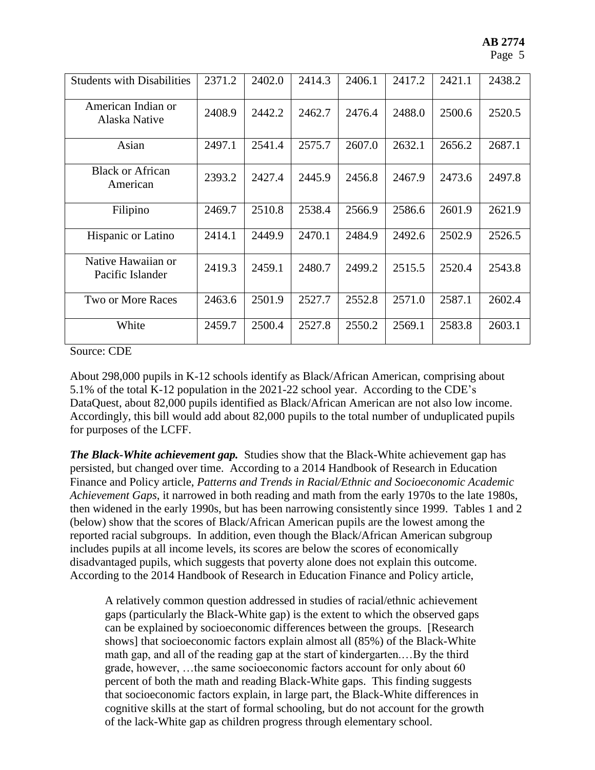| Students with Disabilities | 2371.2 | 2402.0 | 2414.3 | 2406.1 | 2417.2 | 2421.1 | 2438.2 |
|---|---|---|---|---|---|---|---|
| American Indian or Alaska Native | 2408.9 | 2442.2 | 2462.7 | 2476.4 | 2488.0 | 2500.6 | 2520.5 |
| Asian | 2497.1 | 2541.4 | 2575.7 | 2607.0 | 2632.1 | 2656.2 | 2687.1 |
| Black or African American | 2393.2 | 2427.4 | 2445.9 | 2456.8 | 2467.9 | 2473.6 | 2497.8 |
| Filipino | 2469.7 | 2510.8 | 2538.4 | 2566.9 | 2586.6 | 2601.9 | 2621.9 |
| Hispanic or Latino | 2414.1 | 2449.9 | 2470.1 | 2484.9 | 2492.6 | 2502.9 | 2526.5 |
| Native Hawaiian or Pacific Islander | 2419.3 | 2459.1 | 2480.7 | 2499.2 | 2515.5 | 2520.4 | 2543.8 |
| Two or More Races | 2463.6 | 2501.9 | 2527.7 | 2552.8 | 2571.0 | 2587.1 | 2602.4 |
| White | 2459.7 | 2500.4 | 2527.8 | 2550.2 | 2569.1 | 2583.8 | 2603.1 |

Source: CDE

About 298,000 pupils in K-12 schools identify as Black/African American, comprising about 5.1% of the total K-12 population in the 2021-22 school year. According to the CDE's DataQuest, about 82,000 pupils identified as Black/African American are not also low income. Accordingly, this bill would add about 82,000 pupils to the total number of unduplicated pupils for purposes of the LCFF.

***The Black-White achievement gap.*** Studies show that the Black-White achievement gap has persisted, but changed over time. According to a 2014 Handbook of Research in Education Finance and Policy article, *Patterns and Trends in Racial/Ethnic and Socioeconomic Academic Achievement Gaps*, it narrowed in both reading and math from the early 1970s to the late 1980s, then widened in the early 1990s, but has been narrowing consistently since 1999. Tables 1 and 2 (below) show that the scores of Black/African American pupils are the lowest among the reported racial subgroups. In addition, even though the Black/African American subgroup includes pupils at all income levels, its scores are below the scores of economically disadvantaged pupils, which suggests that poverty alone does not explain this outcome. According to the 2014 Handbook of Research in Education Finance and Policy article,

> A relatively common question addressed in studies of racial/ethnic achievement gaps (particularly the Black-White gap) is the extent to which the observed gaps can be explained by socioeconomic differences between the groups. [Research shows] that socioeconomic factors explain almost all (85%) of the Black-White math gap, and all of the reading gap at the start of kindergarten.…By the third grade, however, …the same socioeconomic factors account for only about 60 percent of both the math and reading Black-White gaps. This finding suggests that socioeconomic factors explain, in large part, the Black-White differences in cognitive skills at the start of formal schooling, but do not account for the growth of the lack-White gap as children progress through elementary school.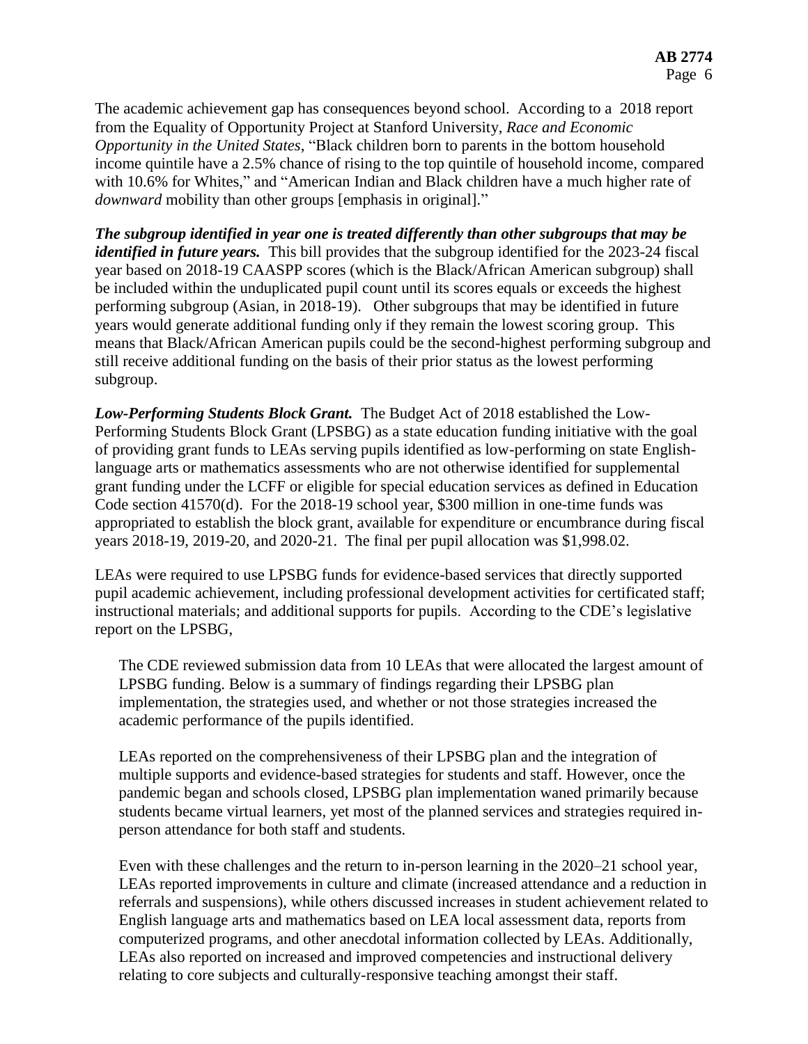The academic achievement gap has consequences beyond school. According to a 2018 report from the Equality of Opportunity Project at Stanford University, *Race and Economic Opportunity in the United States*, "Black children born to parents in the bottom household income quintile have a 2.5% chance of rising to the top quintile of household income, compared with 10.6% for Whites," and "American Indian and Black children have a much higher rate of *downward* mobility than other groups [emphasis in original]."

***The subgroup identified in year one is treated differently than other subgroups that may be identified in future years.*** This bill provides that the subgroup identified for the 2023-24 fiscal year based on 2018-19 CAASPP scores (which is the Black/African American subgroup) shall be included within the unduplicated pupil count until its scores equals or exceeds the highest performing subgroup (Asian, in 2018-19). Other subgroups that may be identified in future years would generate additional funding only if they remain the lowest scoring group. This means that Black/African American pupils could be the second-highest performing subgroup and still receive additional funding on the basis of their prior status as the lowest performing subgroup.

***Low-Performing Students Block Grant.*** The Budget Act of 2018 established the Low-Performing Students Block Grant (LPSBG) as a state education funding initiative with the goal of providing grant funds to LEAs serving pupils identified as low-performing on state English-language arts or mathematics assessments who are not otherwise identified for supplemental grant funding under the LCFF or eligible for special education services as defined in Education Code section 41570(d). For the 2018-19 school year, $300 million in one-time funds was appropriated to establish the block grant, available for expenditure or encumbrance during fiscal years 2018-19, 2019-20, and 2020-21. The final per pupil allocation was $1,998.02.

LEAs were required to use LPSBG funds for evidence-based services that directly supported pupil academic achievement, including professional development activities for certificated staff; instructional materials; and additional supports for pupils. According to the CDE's legislative report on the LPSBG,

> The CDE reviewed submission data from 10 LEAs that were allocated the largest amount of LPSBG funding. Below is a summary of findings regarding their LPSBG plan implementation, the strategies used, and whether or not those strategies increased the academic performance of the pupils identified.
>
> LEAs reported on the comprehensiveness of their LPSBG plan and the integration of multiple supports and evidence-based strategies for students and staff. However, once the pandemic began and schools closed, LPSBG plan implementation waned primarily because students became virtual learners, yet most of the planned services and strategies required in-person attendance for both staff and students.
>
> Even with these challenges and the return to in-person learning in the 2020–21 school year, LEAs reported improvements in culture and climate (increased attendance and a reduction in referrals and suspensions), while others discussed increases in student achievement related to English language arts and mathematics based on LEA local assessment data, reports from computerized programs, and other anecdotal information collected by LEAs. Additionally, LEAs also reported on increased and improved competencies and instructional delivery relating to core subjects and culturally-responsive teaching amongst their staff.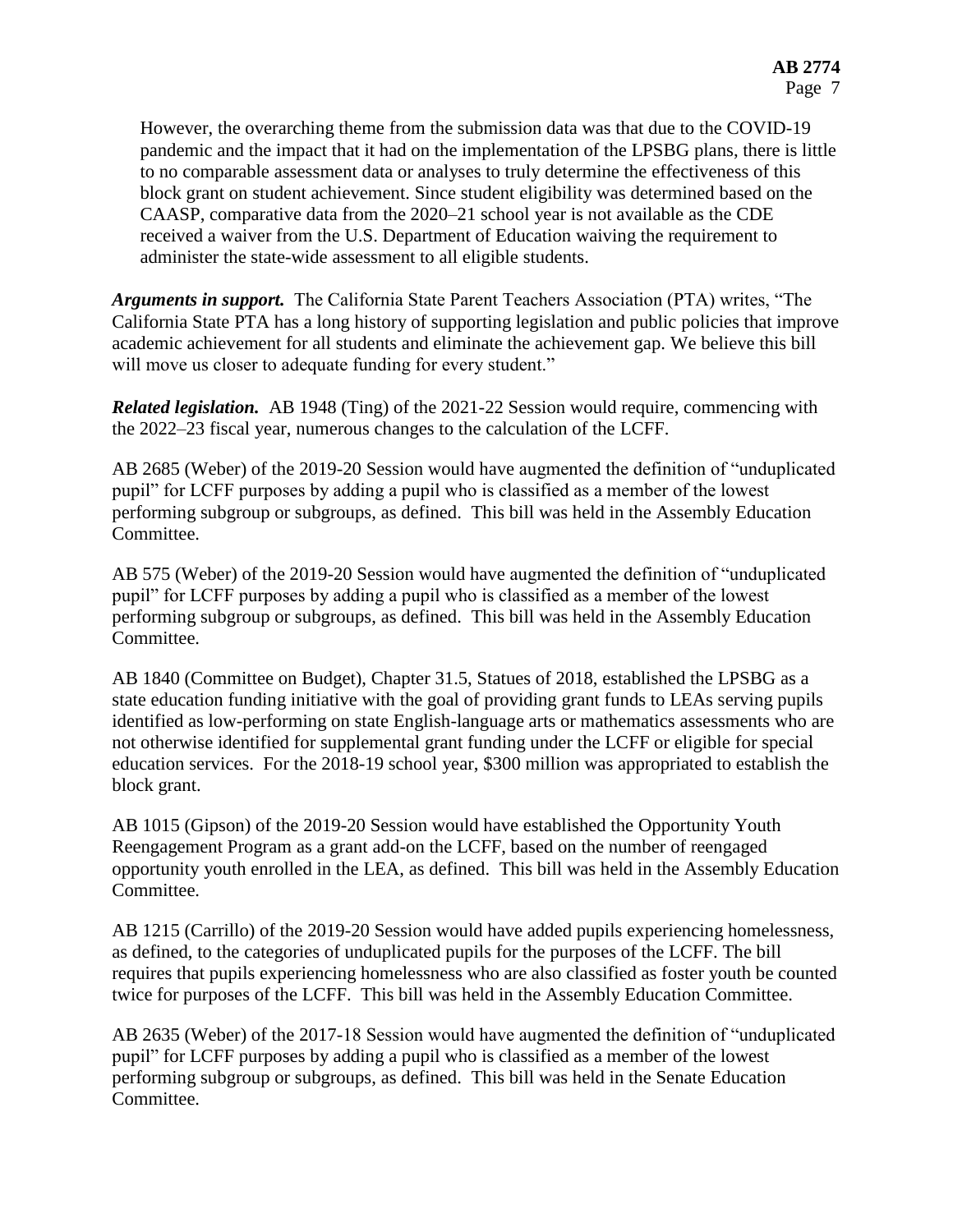However, the overarching theme from the submission data was that due to the COVID-19 pandemic and the impact that it had on the implementation of the LPSBG plans, there is little to no comparable assessment data or analyses to truly determine the effectiveness of this block grant on student achievement. Since student eligibility was determined based on the CAASP, comparative data from the 2020–21 school year is not available as the CDE received a waiver from the U.S. Department of Education waiving the requirement to administer the state-wide assessment to all eligible students.

***Arguments in support.*** The California State Parent Teachers Association (PTA) writes, "The California State PTA has a long history of supporting legislation and public policies that improve academic achievement for all students and eliminate the achievement gap. We believe this bill will move us closer to adequate funding for every student."

***Related legislation.*** AB 1948 (Ting) of the 2021-22 Session would require, commencing with the 2022–23 fiscal year, numerous changes to the calculation of the LCFF.

AB 2685 (Weber) of the 2019-20 Session would have augmented the definition of "unduplicated pupil" for LCFF purposes by adding a pupil who is classified as a member of the lowest performing subgroup or subgroups, as defined. This bill was held in the Assembly Education Committee.

AB 575 (Weber) of the 2019-20 Session would have augmented the definition of "unduplicated pupil" for LCFF purposes by adding a pupil who is classified as a member of the lowest performing subgroup or subgroups, as defined. This bill was held in the Assembly Education Committee.

AB 1840 (Committee on Budget), Chapter 31.5, Statues of 2018, established the LPSBG as a state education funding initiative with the goal of providing grant funds to LEAs serving pupils identified as low-performing on state English-language arts or mathematics assessments who are not otherwise identified for supplemental grant funding under the LCFF or eligible for special education services. For the 2018-19 school year, $300 million was appropriated to establish the block grant.

AB 1015 (Gipson) of the 2019-20 Session would have established the Opportunity Youth Reengagement Program as a grant add-on the LCFF, based on the number of reengaged opportunity youth enrolled in the LEA, as defined. This bill was held in the Assembly Education Committee.

AB 1215 (Carrillo) of the 2019-20 Session would have added pupils experiencing homelessness, as defined, to the categories of unduplicated pupils for the purposes of the LCFF. The bill requires that pupils experiencing homelessness who are also classified as foster youth be counted twice for purposes of the LCFF. This bill was held in the Assembly Education Committee.

AB 2635 (Weber) of the 2017-18 Session would have augmented the definition of "unduplicated pupil" for LCFF purposes by adding a pupil who is classified as a member of the lowest performing subgroup or subgroups, as defined. This bill was held in the Senate Education Committee.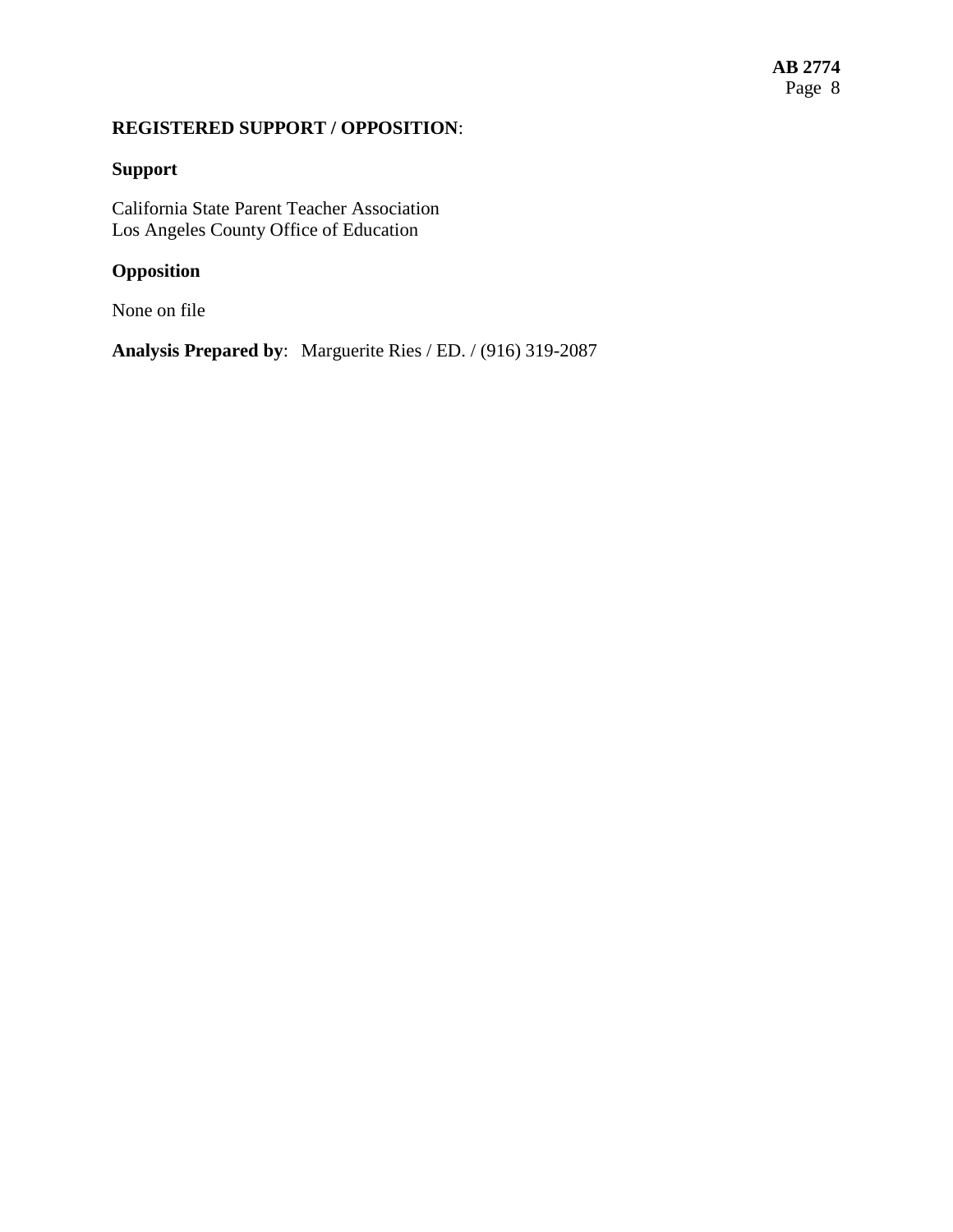**REGISTERED SUPPORT / OPPOSITION**:

**Support**

California State Parent Teacher Association
Los Angeles County Office of Education

**Opposition**

None on file

**Analysis Prepared by**: Marguerite Ries / ED. / (916) 319-2087